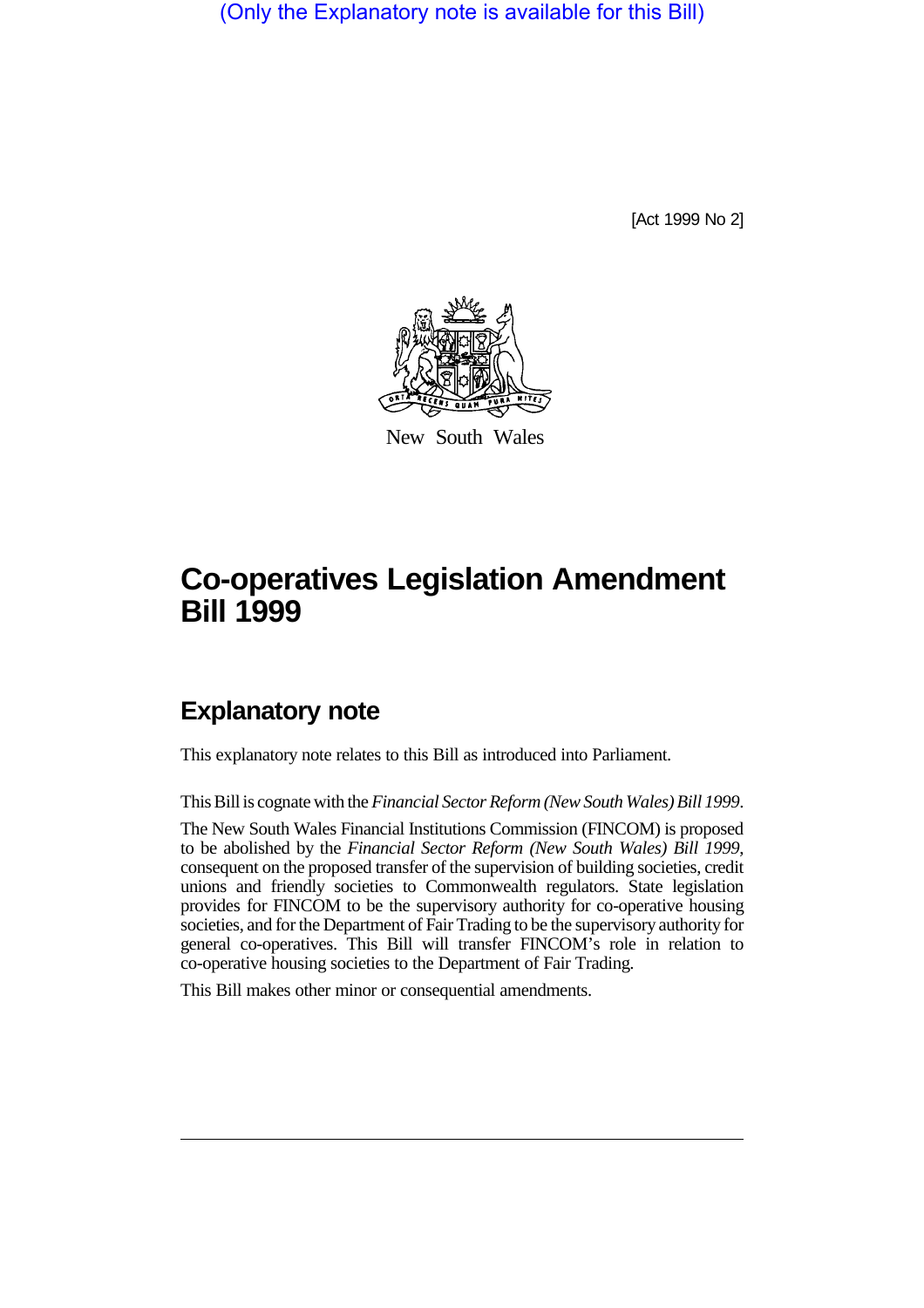(Only the Explanatory note is available for this Bill)

[Act 1999 No 2]

New South Wales

# Co-operatives Legislation Amendment Bill 1999

## Explanatory note

This explanatory note relates to this Bill as introduced into Parliament.

This Bill is cognate with the *Financial Sector Reform (New South Wales) Bill 1999*.

The New South Wales Financial Institutions Commission (FINCOM) is proposed to be abolished by the *Financial Sector Reform (New South Wales) Bill 1999*, consequent on the proposed transfer of the supervision of building societies, credit unions and friendly societies to Commonwealth regulators. State legislation provides for FINCOM to be the supervisory authority for co-operative housing societies, and for the Department of Fair Trading to be the supervisory authority for general co-operatives. This Bill will transfer FINCOM's role in relation to co-operative housing societies to the Department of Fair Trading.

This Bill makes other minor or consequential amendments.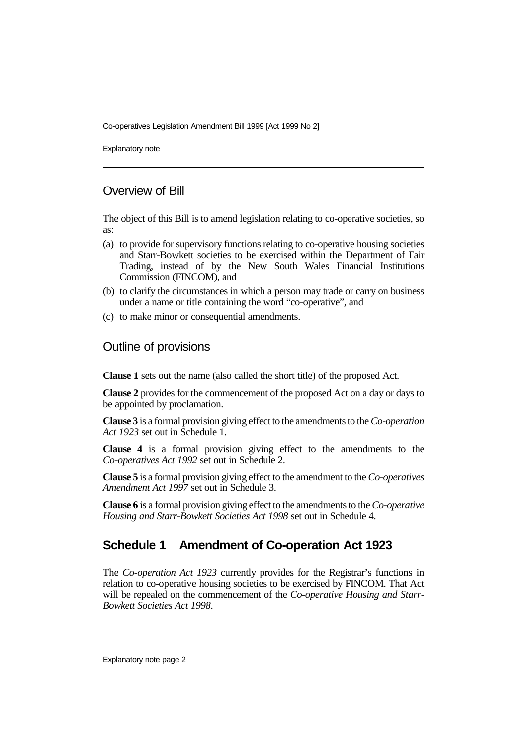## Overview of Bill

The object of this Bill is to amend legislation relating to co-operative societies, so as:

(a) to provide for supervisory functions relating to co-operative housing societies and Starr-Bowkett societies to be exercised within the Department of Fair Trading, instead of by the New South Wales Financial Institutions Commission (FINCOM), and

(b) to clarify the circumstances in which a person may trade or carry on business under a name or title containing the word "co-operative", and

(c) to make minor or consequential amendments.

## Outline of provisions

**Clause 1** sets out the name (also called the short title) of the proposed Act.

**Clause 2** provides for the commencement of the proposed Act on a day or days to be appointed by proclamation.

**Clause 3** is a formal provision giving effect to the amendments to the *Co-operation Act 1923* set out in Schedule 1.

**Clause 4** is a formal provision giving effect to the amendments to the *Co-operatives Act 1992* set out in Schedule 2.

**Clause 5** is a formal provision giving effect to the amendment to the *Co-operatives Amendment Act 1997* set out in Schedule 3.

**Clause 6** is a formal provision giving effect to the amendments to the *Co-operative Housing and Starr-Bowkett Societies Act 1998* set out in Schedule 4.

## Schedule 1 Amendment of Co-operation Act 1923

The *Co-operation Act 1923* currently provides for the Registrar's functions in relation to co-operative housing societies to be exercised by FINCOM. That Act will be repealed on the commencement of the *Co-operative Housing and Starr-Bowkett Societies Act 1998*.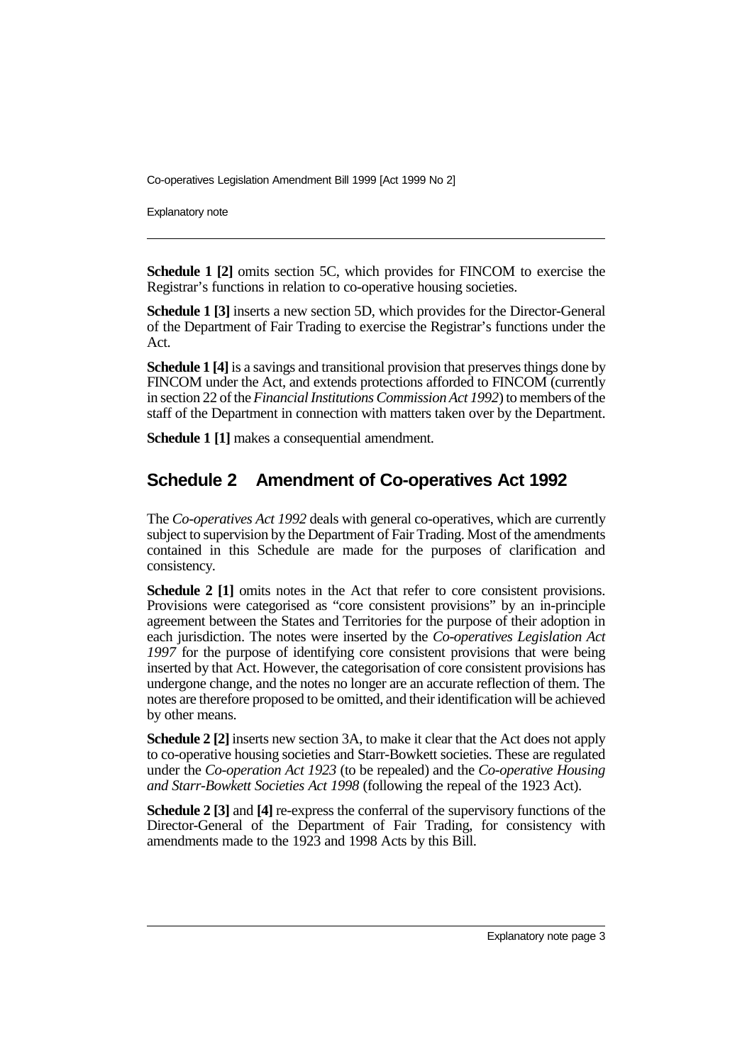**Schedule 1 [2]** omits section 5C, which provides for FINCOM to exercise the Registrar's functions in relation to co-operative housing societies.

**Schedule 1 [3]** inserts a new section 5D, which provides for the Director-General of the Department of Fair Trading to exercise the Registrar's functions under the Act.

**Schedule 1 [4]** is a savings and transitional provision that preserves things done by FINCOM under the Act, and extends protections afforded to FINCOM (currently in section 22 of the *Financial Institutions Commission Act 1992*) to members of the staff of the Department in connection with matters taken over by the Department.

**Schedule 1 [1]** makes a consequential amendment.

## Schedule 2 Amendment of Co-operatives Act 1992

The *Co-operatives Act 1992* deals with general co-operatives, which are currently subject to supervision by the Department of Fair Trading. Most of the amendments contained in this Schedule are made for the purposes of clarification and consistency.

**Schedule 2 [1]** omits notes in the Act that refer to core consistent provisions. Provisions were categorised as "core consistent provisions" by an in-principle agreement between the States and Territories for the purpose of their adoption in each jurisdiction. The notes were inserted by the *Co-operatives Legislation Act 1997* for the purpose of identifying core consistent provisions that were being inserted by that Act. However, the categorisation of core consistent provisions has undergone change, and the notes no longer are an accurate reflection of them. The notes are therefore proposed to be omitted, and their identification will be achieved by other means.

**Schedule 2 [2]** inserts new section 3A, to make it clear that the Act does not apply to co-operative housing societies and Starr-Bowkett societies. These are regulated under the *Co-operation Act 1923* (to be repealed) and the *Co-operative Housing and Starr-Bowkett Societies Act 1998* (following the repeal of the 1923 Act).

**Schedule 2 [3]** and **[4]** re-express the conferral of the supervisory functions of the Director-General of the Department of Fair Trading, for consistency with amendments made to the 1923 and 1998 Acts by this Bill.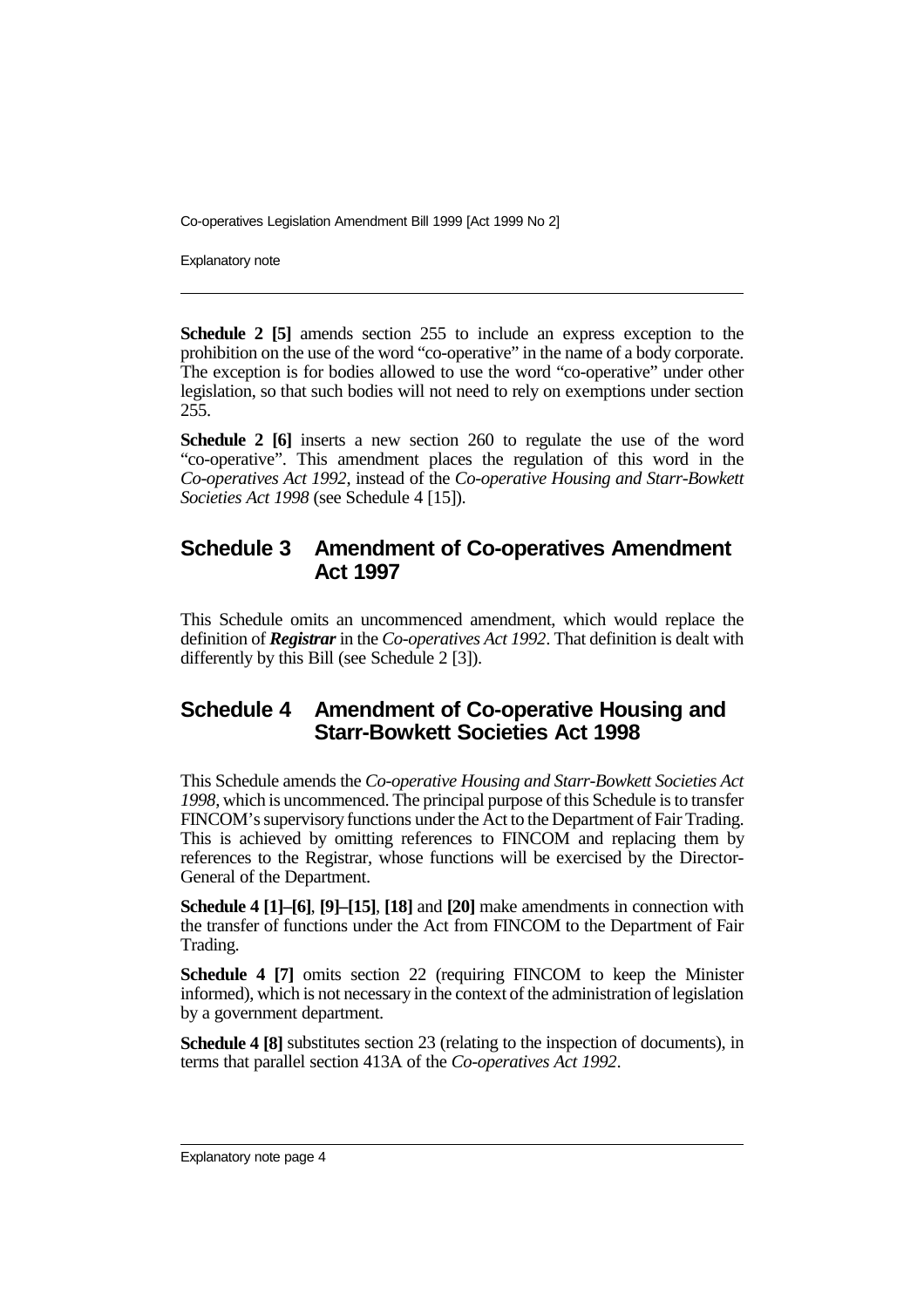**Schedule 2 [5]** amends section 255 to include an express exception to the prohibition on the use of the word "co-operative" in the name of a body corporate. The exception is for bodies allowed to use the word "co-operative" under other legislation, so that such bodies will not need to rely on exemptions under section 255.

**Schedule 2 [6]** inserts a new section 260 to regulate the use of the word "co-operative". This amendment places the regulation of this word in the *Co-operatives Act 1992*, instead of the *Co-operative Housing and Starr-Bowkett Societies Act 1998* (see Schedule 4 [15]).

## Schedule 3 Amendment of Co-operatives Amendment Act 1997

This Schedule omits an uncommenced amendment, which would replace the definition of ***Registrar*** in the *Co-operatives Act 1992*. That definition is dealt with differently by this Bill (see Schedule 2 [3]).

## Schedule 4 Amendment of Co-operative Housing and Starr-Bowkett Societies Act 1998

This Schedule amends the *Co-operative Housing and Starr-Bowkett Societies Act 1998*, which is uncommenced. The principal purpose of this Schedule is to transfer FINCOM's supervisory functions under the Act to the Department of Fair Trading. This is achieved by omitting references to FINCOM and replacing them by references to the Registrar, whose functions will be exercised by the Director-General of the Department.

**Schedule 4 [1]–[6]**, **[9]–[15]**, **[18]** and **[20]** make amendments in connection with the transfer of functions under the Act from FINCOM to the Department of Fair Trading.

**Schedule 4 [7]** omits section 22 (requiring FINCOM to keep the Minister informed), which is not necessary in the context of the administration of legislation by a government department.

**Schedule 4 [8]** substitutes section 23 (relating to the inspection of documents), in terms that parallel section 413A of the *Co-operatives Act 1992*.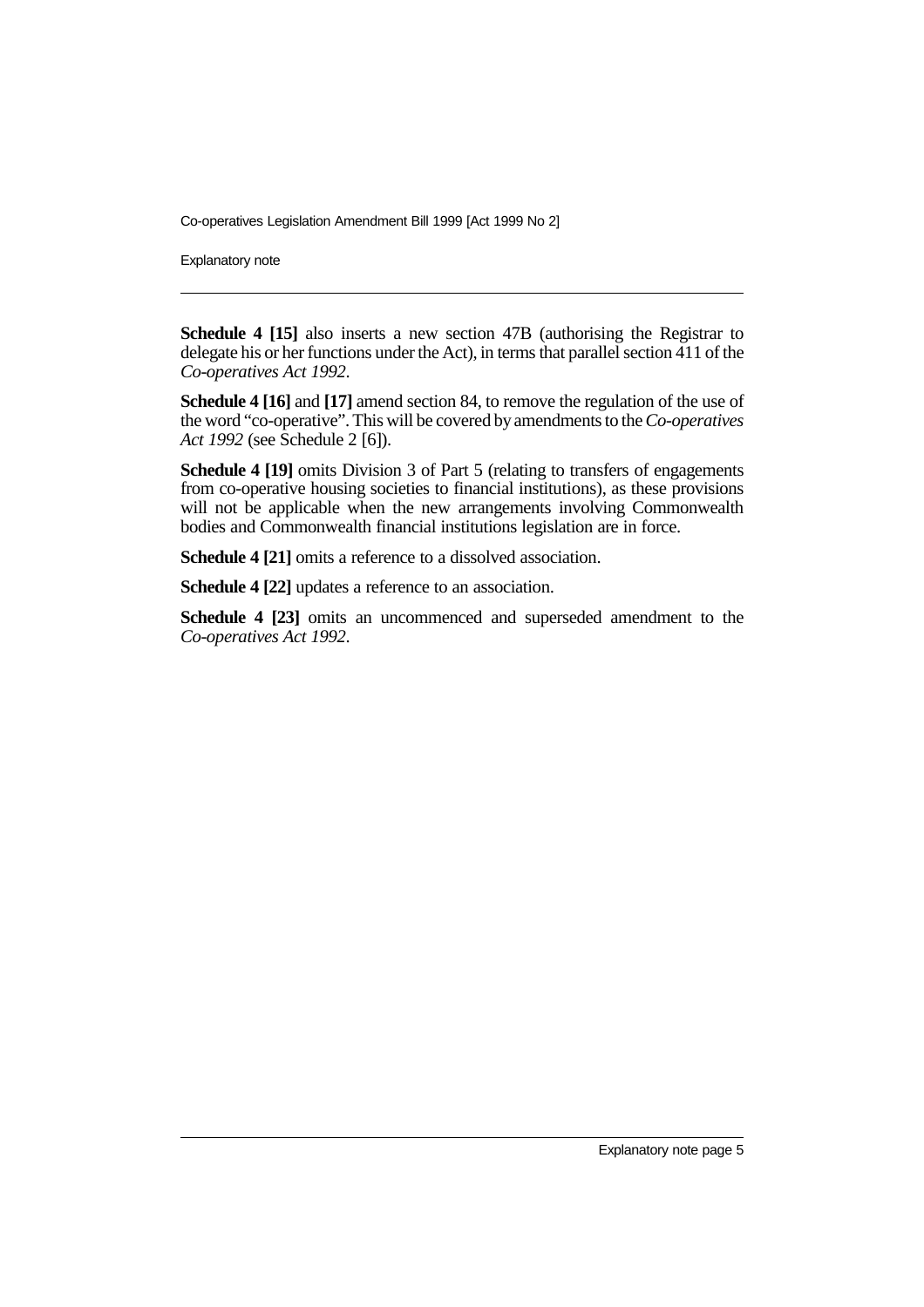**Schedule 4 [15]** also inserts a new section 47B (authorising the Registrar to delegate his or her functions under the Act), in terms that parallel section 411 of the *Co-operatives Act 1992*.

**Schedule 4 [16]** and **[17]** amend section 84, to remove the regulation of the use of the word "co-operative". This will be covered by amendments to the *Co-operatives Act 1992* (see Schedule 2 [6]).

**Schedule 4 [19]** omits Division 3 of Part 5 (relating to transfers of engagements from co-operative housing societies to financial institutions), as these provisions will not be applicable when the new arrangements involving Commonwealth bodies and Commonwealth financial institutions legislation are in force.

**Schedule 4 [21]** omits a reference to a dissolved association.

**Schedule 4 [22]** updates a reference to an association.

**Schedule 4 [23]** omits an uncommenced and superseded amendment to the *Co-operatives Act 1992*.